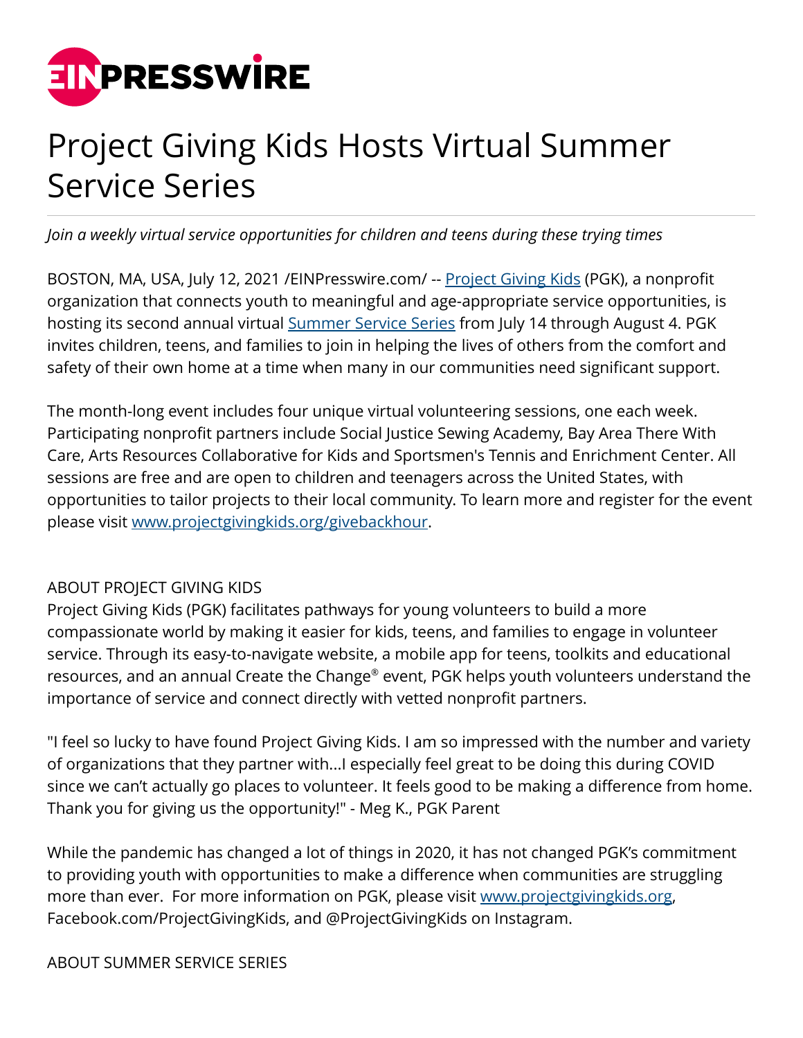# Project Giving Kids Hosts Virtual Summer Service Series

*Join a weekly virtual service opportunities for children and teens during these trying times*

BOSTON, MA, USA, July 12, 2021 /EINPresswire.com/ -- Project Giving Kids (PGK), a nonprofit organization that connects youth to meaningful and age-appropriate service opportunities, is hosting its second annual virtual Summer Service Series from July 14 through August 4. PGK invites children, teens, and families to join in helping the lives of others from the comfort and safety of their own home at a time when many in our communities need significant support.

The month-long event includes four unique virtual volunteering sessions, one each week. Participating nonprofit partners include Social Justice Sewing Academy, Bay Area There With Care, Arts Resources Collaborative for Kids and Sportsmen's Tennis and Enrichment Center. All sessions are free and are open to children and teenagers across the United States, with opportunities to tailor projects to their local community. To learn more and register for the event please visit www.projectgivingkids.org/givebackhour.

ABOUT PROJECT GIVING KIDS

Project Giving Kids (PGK) facilitates pathways for young volunteers to build a more compassionate world by making it easier for kids, teens, and families to engage in volunteer service. Through its easy-to-navigate website, a mobile app for teens, toolkits and educational resources, and an annual Create the Change® event, PGK helps youth volunteers understand the importance of service and connect directly with vetted nonprofit partners.

"I feel so lucky to have found Project Giving Kids. I am so impressed with the number and variety of organizations that they partner with...I especially feel great to be doing this during COVID since we can't actually go places to volunteer. It feels good to be making a difference from home. Thank you for giving us the opportunity!" - Meg K., PGK Parent

While the pandemic has changed a lot of things in 2020, it has not changed PGK's commitment to providing youth with opportunities to make a difference when communities are struggling more than ever. For more information on PGK, please visit www.projectgivingkids.org, Facebook.com/ProjectGivingKids, and @ProjectGivingKids on Instagram.

ABOUT SUMMER SERVICE SERIES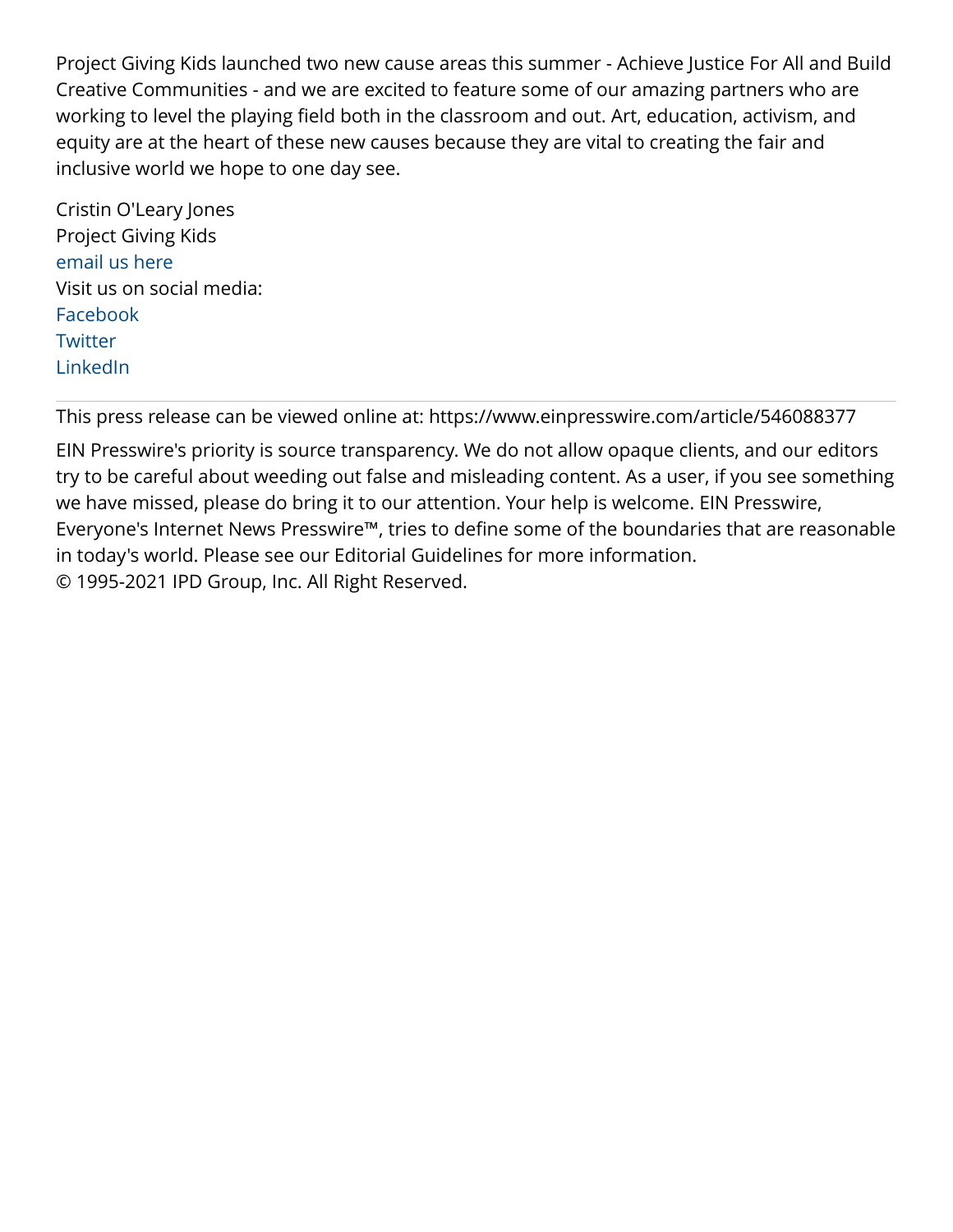Project Giving Kids launched two new cause areas this summer - Achieve Justice For All and Build Creative Communities - and we are excited to feature some of our amazing partners who are working to level the playing field both in the classroom and out. Art, education, activism, and equity are at the heart of these new causes because they are vital to creating the fair and inclusive world we hope to one day see.

Cristin O'Leary Jones
Project Giving Kids
email us here
Visit us on social media:
Facebook
Twitter
LinkedIn

---

This press release can be viewed online at: https://www.einpresswire.com/article/546088377

EIN Presswire's priority is source transparency. We do not allow opaque clients, and our editors try to be careful about weeding out false and misleading content. As a user, if you see something we have missed, please do bring it to our attention. Your help is welcome. EIN Presswire, Everyone's Internet News Presswire™, tries to define some of the boundaries that are reasonable in today's world. Please see our Editorial Guidelines for more information.
© 1995-2021 IPD Group, Inc. All Right Reserved.